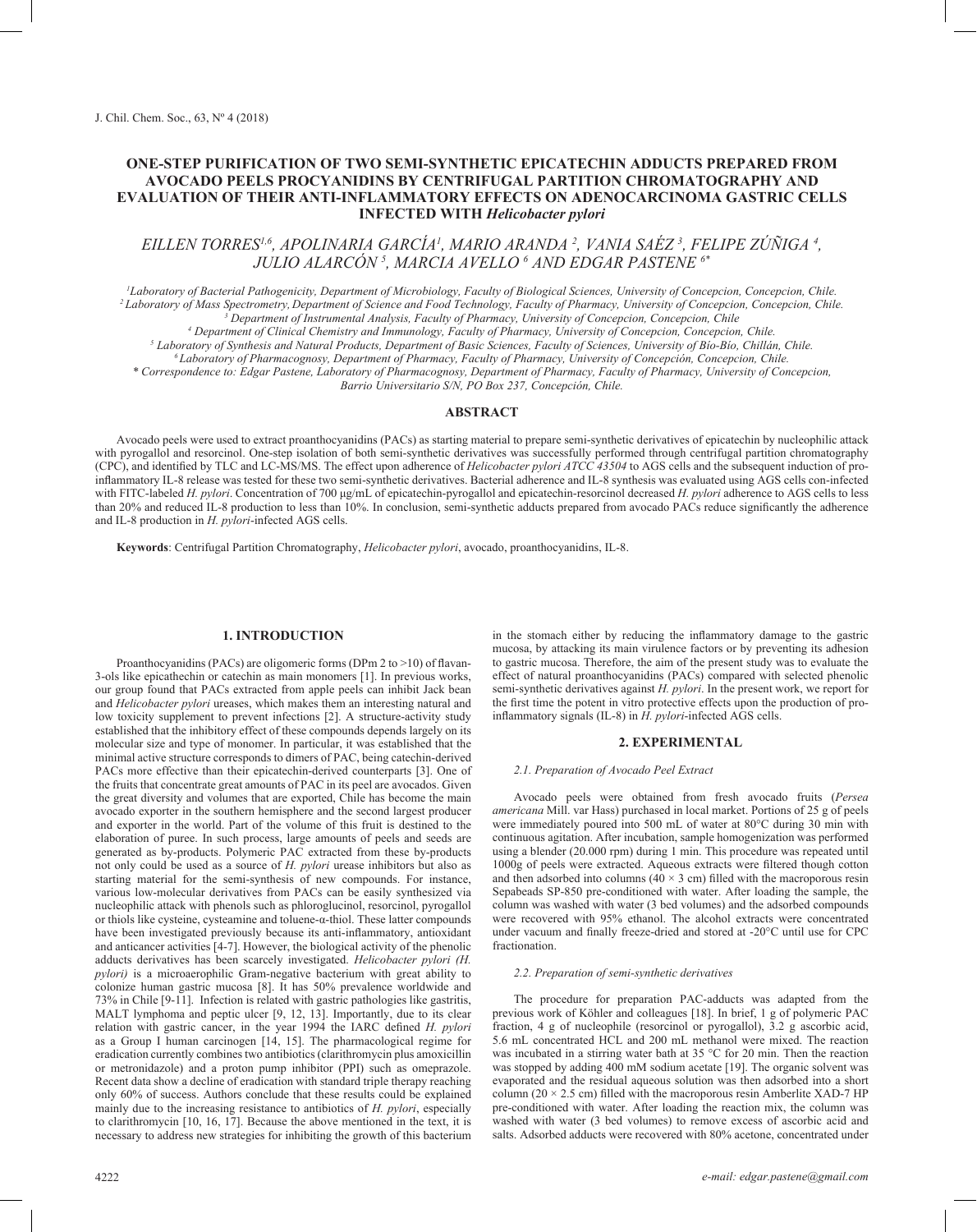# ONE-STEP PURIFICATION OF TWO SEMI-SYNTHETIC EPICATECHIN ADDUCTS PREPARED FROM AVOCADO PEELS PROCYANIDINS BY CENTRIFUGAL PARTITION CHROMATOGRAPHY AND EVALUATION OF THEIR ANTI-INFLAMMATORY EFFECTS ON ADENOCARCINOMA GASTRIC CELLS INFECTED WITH *Helicobacter pylori*

*EILLEN TORRES[1,6], APOLINARIA GARCÍA[1], MARIO ARANDA [2], VANIA SAÉZ [3], FELIPE ZÚÑIGA [4], JULIO ALARCÓN [5], MARCIA AVELLO [6] AND EDGAR PASTENE [6*]*

[1]Laboratory of Bacterial Pathogenicity, Department of Microbiology, Faculty of Biological Sciences, University of Concepcion, Concepcion, Chile.
[2]Laboratory of Mass Spectrometry, Department of Science and Food Technology, Faculty of Pharmacy, University of Concepcion, Concepcion, Chile.
[3] Department of Instrumental Analysis, Faculty of Pharmacy, University of Concepcion, Concepcion, Chile
[4] Department of Clinical Chemistry and Immunology, Faculty of Pharmacy, University of Concepcion, Concepcion, Chile.
[5] Laboratory of Synthesis and Natural Products, Department of Basic Sciences, Faculty of Sciences, University of Bío-Bío, Chillán, Chile.
[6] Laboratory of Pharmacognosy, Department of Pharmacy, Faculty of Pharmacy, University of Concepción, Concepcion, Chile.
\* Correspondence to: Edgar Pastene, Laboratory of Pharmacognosy, Department of Pharmacy, Faculty of Pharmacy, University of Concepcion, Barrio Universitario S/N, PO Box 237, Concepción, Chile.

## ABSTRACT

Avocado peels were used to extract proanthocyanidins (PACs) as starting material to prepare semi-synthetic derivatives of epicatechin by nucleophilic attack with pyrogallol and resorcinol. One-step isolation of both semi-synthetic derivatives was successfully performed through centrifugal partition chromatography (CPC), and identified by TLC and LC-MS/MS. The effect upon adherence of *Helicobacter pylori ATCC 43504* to AGS cells and the subsequent induction of pro-inflammatory IL-8 release was tested for these two semi-synthetic derivatives. Bacterial adherence and IL-8 synthesis was evaluated using AGS cells con-infected with FITC-labeled *H. pylori*. Concentration of 700 μg/mL of epicatechin-pyrogallol and epicatechin-resorcinol decreased *H. pylori* adherence to AGS cells to less than 20% and reduced IL-8 production to less than 10%. In conclusion, semi-synthetic adducts prepared from avocado PACs reduce significantly the adherence and IL-8 production in *H. pylori*-infected AGS cells.

**Keywords**: Centrifugal Partition Chromatography, *Helicobacter pylori*, avocado, proanthocyanidins, IL-8.

## 1. INTRODUCTION

Proanthocyanidins (PACs) are oligomeric forms (DPm 2 to >10) of flavan-3-ols like epicathechin or catechin as main monomers [1]. In previous works, our group found that PACs extracted from apple peels can inhibit Jack bean and *Helicobacter pylori* ureases, which makes them an interesting natural and low toxicity supplement to prevent infections [2]. A structure-activity study established that the inhibitory effect of these compounds depends largely on its molecular size and type of monomer. In particular, it was established that the minimal active structure corresponds to dimers of PAC, being catechin-derived PACs more effective than their epicatechin-derived counterparts [3]. One of the fruits that concentrate great amounts of PAC in its peel are avocados. Given the great diversity and volumes that are exported, Chile has become the main avocado exporter in the southern hemisphere and the second largest producer and exporter in the world. Part of the volume of this fruit is destined to the elaboration of puree. In such process, large amounts of peels and seeds are generated as by-products. Polymeric PAC extracted from these by-products not only could be used as a source of *H. pylori* urease inhibitors but also as starting material for the semi-synthesis of new compounds. For instance, various low-molecular derivatives from PACs can be easily synthesized via nucleophilic attack with phenols such as phloroglucinol, resorcinol, pyrogallol or thiols like cysteine, cysteamine and toluene-α-thiol. These latter compounds have been investigated previously because its anti-inflammatory, antioxidant and anticancer activities [4-7]. However, the biological activity of the phenolic adducts derivatives has been scarcely investigated. *Helicobacter pylori (H. pylori)* is a microaerophilic Gram-negative bacterium with great ability to colonize human gastric mucosa [8]. It has 50% prevalence worldwide and 73% in Chile [9-11]. Infection is related with gastric pathologies like gastritis, MALT lymphoma and peptic ulcer [9, 12, 13]. Importantly, due to its clear relation with gastric cancer, in the year 1994 the IARC defined *H. pylori* as a Group I human carcinogen [14, 15]. The pharmacological regime for eradication currently combines two antibiotics (clarithromycin plus amoxicillin or metronidazole) and a proton pump inhibitor (PPI) such as omeprazole. Recent data show a decline of eradication with standard triple therapy reaching only 60% of success. Authors conclude that these results could be explained mainly due to the increasing resistance to antibiotics of *H. pylori*, especially to clarithromycin [10, 16, 17]. Because the above mentioned in the text, it is necessary to address new strategies for inhibiting the growth of this bacterium in the stomach either by reducing the inflammatory damage to the gastric mucosa, by attacking its main virulence factors or by preventing its adhesion to gastric mucosa. Therefore, the aim of the present study was to evaluate the effect of natural proanthocyanidins (PACs) compared with selected phenolic semi-synthetic derivatives against *H. pylori*. In the present work, we report for the first time the potent in vitro protective effects upon the production of pro-inflammatory signals (IL-8) in *H. pylori*-infected AGS cells.

## 2. EXPERIMENTAL

### *2.1. Preparation of Avocado Peel Extract*

Avocado peels were obtained from fresh avocado fruits (*Persea americana* Mill. var Hass) purchased in local market. Portions of 25 g of peels were immediately poured into 500 mL of water at 80°C during 30 min with continuous agitation. After incubation, sample homogenization was performed using a blender (20.000 rpm) during 1 min. This procedure was repeated until 1000g of peels were extracted. Aqueous extracts were filtered though cotton and then adsorbed into columns (40 × 3 cm) filled with the macroporous resin Sepabeads SP-850 pre-conditioned with water. After loading the sample, the column was washed with water (3 bed volumes) and the adsorbed compounds were recovered with 95% ethanol. The alcohol extracts were concentrated under vacuum and finally freeze-dried and stored at -20°C until use for CPC fractionation.

### *2.2. Preparation of semi-synthetic derivatives*

The procedure for preparation PAC-adducts was adapted from the previous work of Köhler and colleagues [18]. In brief, 1 g of polymeric PAC fraction, 4 g of nucleophile (resorcinol or pyrogallol), 3.2 g ascorbic acid, 5.6 mL concentrated HCL and 200 mL methanol were mixed. The reaction was incubated in a stirring water bath at 35 °C for 20 min. Then the reaction was stopped by adding 400 mM sodium acetate [19]. The organic solvent was evaporated and the residual aqueous solution was then adsorbed into a short column (20 × 2.5 cm) filled with the macroporous resin Amberlite XAD-7 HP pre-conditioned with water. After loading the reaction mix, the column was washed with water (3 bed volumes) to remove excess of ascorbic acid and salts. Adsorbed adducts were recovered with 80% acetone, concentrated under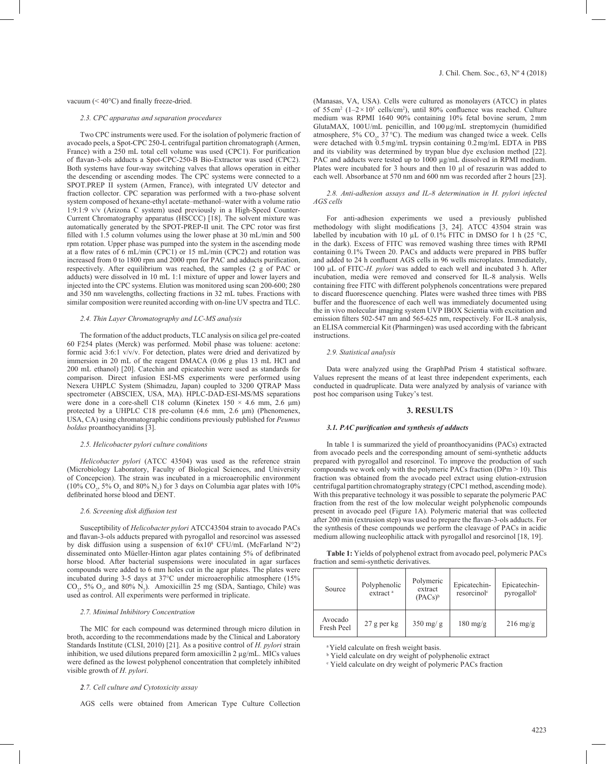vacuum (< 40°C) and finally freeze-dried.

### 2.3. CPC apparatus and separation procedures

Two CPC instruments were used. For the isolation of polymeric fraction of avocado peels, a Spot-CPC 250-L centrifugal partition chromatograph (Armen, France) with a 250 mL total cell volume was used (CPC1). For purification of flavan-3-ols adducts a Spot-CPC-250-B Bio-Extractor was used (CPC2). Both systems have four-way switching valves that allows operation in either the descending or ascending modes. The CPC systems were connected to a SPOT.PREP II system (Armen, France), with integrated UV detector and fraction collector. CPC separation was performed with a two-phase solvent system composed of hexane-ethyl acetate–methanol–water with a volume ratio 1:9:1:9 v/v (Arizona C system) used previously in a High-Speed Counter-Current Chromatography apparatus (HSCCC) [18]. The solvent mixture was automatically generated by the SPOT-PREP-II unit. The CPC rotor was first filled with 1.5 column volumes using the lower phase at 30 mL/min and 500 rpm rotation. Upper phase was pumped into the system in the ascending mode at a flow rates of 6 mL/min (CPC1) or 15 mL/min (CPC2) and rotation was increased from 0 to 1800 rpm and 2000 rpm for PAC and adducts purification, respectively. After equilibrium was reached, the samples (2 g of PAC or adducts) were dissolved in 10 mL 1:1 mixture of upper and lower layers and injected into the CPC systems. Elution was monitored using scan 200-600; 280 and 350 nm wavelengths, collecting fractions in 32 mL tubes. Fractions with similar composition were reunited according with on-line UV spectra and TLC.

### 2.4. Thin Layer Chromatography and LC-MS analysis

The formation of the adduct products, TLC analysis on silica gel pre-coated 60 F254 plates (Merck) was performed. Mobil phase was toluene: acetone: formic acid 3:6:1 v/v/v. For detection, plates were dried and derivatized by immersion in 20 mL of the reagent DMACA (0.06 g plus 13 mL HCl and 200 mL ethanol) [20]. Catechin and epicatechin were used as standards for comparison. Direct infusion ESI-MS experiments were performed using Nexera UHPLC System (Shimadzu, Japan) coupled to 3200 QTRAP Mass spectrometer (ABSCIEX, USA, MA). HPLC-DAD-ESI-MS/MS separations were done in a core-shell C18 column (Kinetex 150 × 4.6 mm, 2.6 μm) protected by a UHPLC C18 pre-column (4.6 mm, 2.6 μm) (Phenomenex, USA, CA) using chromatographic conditions previously published for *Peumus boldus* proanthocyanidins [3].

### 2.5. Helicobacter pylori culture conditions

*Helicobacter pylori* (ATCC 43504) was used as the reference strain (Microbiology Laboratory, Faculty of Biological Sciences, and University of Concepcion). The strain was incubated in a microaerophilic environment (10% $CO_2$, 5% $O_2$ and 80% $N_2$) for 3 days on Columbia agar plates with 10% defibrinated horse blood and DENT.

### 2.6. Screening disk diffusion test

Susceptibility of *Helicobacter pylori* ATCC43504 strain to avocado PACs and flavan-3-ols adducts prepared with pyrogallol and resorcinol was assessed by disk diffusion using a suspension of $6x10^8$ CFU/mL (McFarland N°2) disseminated onto Müeller-Hinton agar plates containing 5% of defibrinated horse blood. After bacterial suspensions were inoculated in agar surfaces compounds were added to 6 mm holes cut in the agar plates. The plates were incubated during 3-5 days at 37°C under microaerophilic atmosphere (15% $CO_2$, 5% $O_2$, and 80% $N_2$). Amoxicillin 25 mg (SDA, Santiago, Chile) was used as control. All experiments were performed in triplicate.

### 2.7. Minimal Inhibitory Concentration

The MIC for each compound was determined through micro dilution in broth, according to the recommendations made by the Clinical and Laboratory Standards Institute (CLSI, 2010) [21]. As a positive control of *H. pylori* strain inhibition, we used dilutions prepared form amoxicillin 2 μg/mL. MICs values were defined as the lowest polyphenol concentration that completely inhibited visible growth of *H. pylori*.

### 2.7. Cell culture and Cytotoxicity assay

AGS cells were obtained from American Type Culture Collection (Manasas, VA, USA). Cells were cultured as monolayers (ATCC) in plates of 55 $cm^2$ ($1–2 \times 10^5$ cells/$cm^2$), until 80% confluence was reached. Culture medium was RPMI 1640 90% containing 10% fetal bovine serum, 2 mm GlutaMAX, 100 U/mL penicillin, and 100 μg/mL streptomycin (humidified atmosphere, 5% $CO_2$, 37 °C). The medium was changed twice a week. Cells were detached with 0.5 mg/mL trypsin containing 0.2 mg/mL EDTA in PBS and its viability was determined by trypan blue dye exclusion method [22]. PAC and adducts were tested up to 1000 μg/mL dissolved in RPMI medium. Plates were incubated for 3 hours and then 10 μl of resazurin was added to each well. Absorbance at 570 nm and 600 nm was recorded after 2 hours [23].

### 2.8. Anti-adhesion assays and IL-8 determination in H. pylori infected AGS cells

For anti-adhesion experiments we used a previously published methodology with slight modifications [3, 24]. ATCC 43504 strain was labelled by incubation with 10 μL of 0.1% FITC in DMSO for 1 h (25 °C, in the dark). Excess of FITC was removed washing three times with RPMI containing 0.1% Tween 20. PACs and adducts were prepared in PBS buffer and added to 24 h confluent AGS cells in 96 wells microplates. Immediately, 100 μL of FITC-*H. pylori* was added to each well and incubated 3 h. After incubation, media were removed and conserved for IL-8 analysis. Wells containing free FITC with different polyphenols concentrations were prepared to discard fluorescence quenching. Plates were washed three times with PBS buffer and the fluorescence of each well was immediately documented using the in vivo molecular imaging system UVP IBOX Scientia with excitation and emission filters 502-547 nm and 565-625 nm, respectively. For IL-8 analysis, an ELISA commercial Kit (Pharmingen) was used according with the fabricant instructions.

### 2.9. Statistical analysis

Data were analyzed using the GraphPad Prism 4 statistical software. Values represent the means of at least three independent experiments, each conducted in quadruplicate. Data were analyzed by analysis of variance with post hoc comparison using Tukey's test.

## 3. RESULTS

### 3.1. PAC purification and synthesis of adducts

In table 1 is summarized the yield of proanthocyanidins (PACs) extracted from avocado peels and the corresponding amount of semi-synthetic adducts prepared with pyrogallol and resorcinol. To improve the production of such compounds we work only with the polymeric PACs fraction (DPm > 10). This fraction was obtained from the avocado peel extract using elution-extrusion centrifugal partition chromatography strategy (CPC1 method, ascending mode). With this preparative technology it was possible to separate the polymeric PAC fraction from the rest of the low molecular weight polyphenolic compounds present in avocado peel (Figure 1A). Polymeric material that was collected after 200 min (extrusion step) was used to prepare the flavan-3-ols adducts. For the synthesis of these compounds we perform the cleavage of PACs in acidic medium allowing nucleophilic attack with pyrogallol and resorcinol [18, 19].

**Table 1:** Yields of polyphenol extract from avocado peel, polymeric PACs fraction and semi-synthetic derivatives.

| Source | Polyphenolic extract [a] | Polymeric extract (PACs)[b] | Epicatechin-resorcinol[c] | Epicatechin-pyrogallol[c] |
|---|---|---|---|---|
| Avocado Fresh Peel | 27 g per kg | 350 mg/ g | 180 mg/g | 216 mg/g |

[a] Yield calculate on fresh weight basis.
[b] Yield calculate on dry weight of polyphenolic extract
[c] Yield calculate on dry weight of polymeric PACs fraction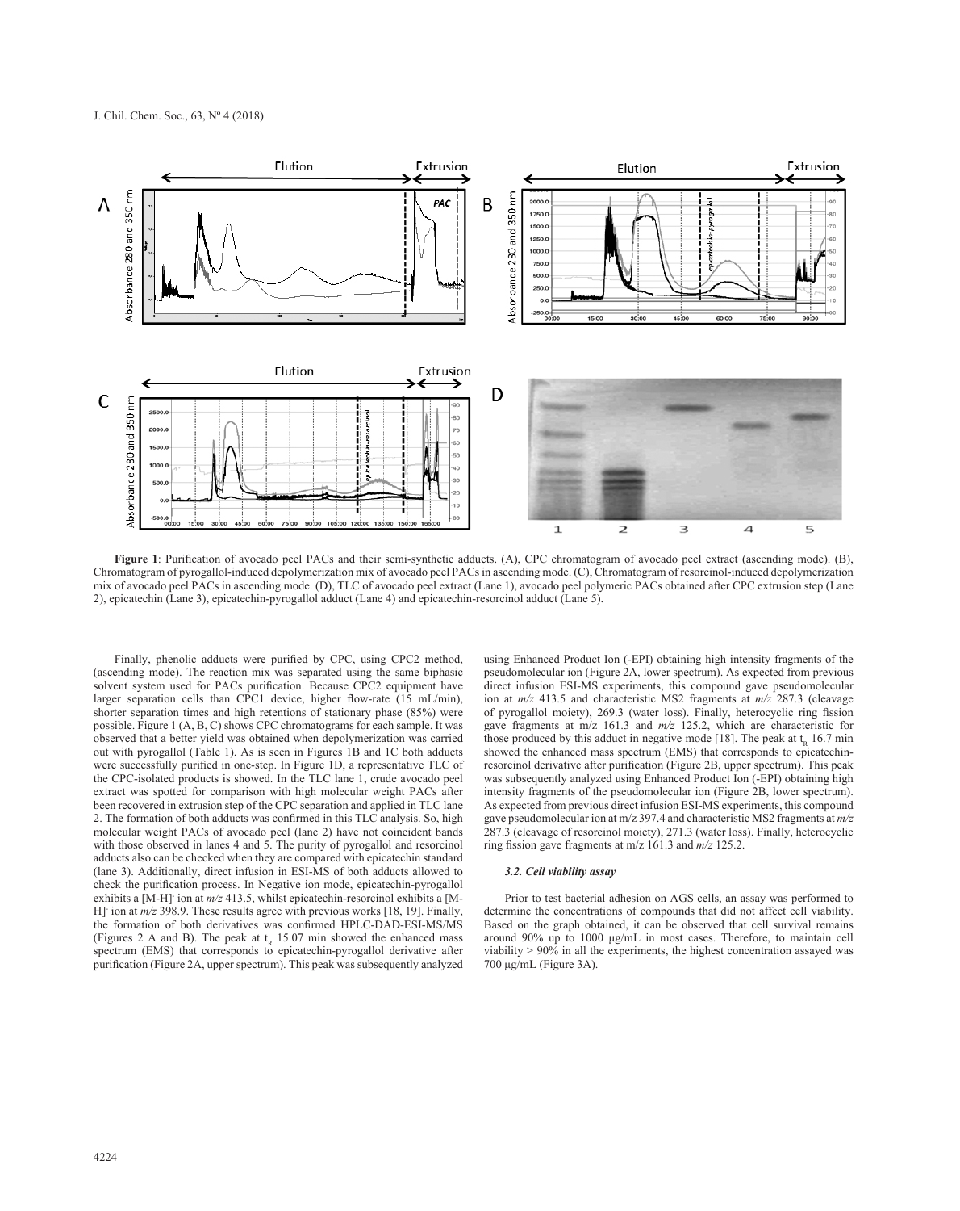**Figure 1**: Purification of avocado peel PACs and their semi-synthetic adducts. (A), CPC chromatogram of avocado peel extract (ascending mode). (B), Chromatogram of pyrogallol-induced depolymerization mix of avocado peel PACs in ascending mode. (C), Chromatogram of resorcinol-induced depolymerization mix of avocado peel PACs in ascending mode. (D), TLC of avocado peel extract (Lane 1), avocado peel polymeric PACs obtained after CPC extrusion step (Lane 2), epicatechin (Lane 3), epicatechin-pyrogallol adduct (Lane 4) and epicatechin-resorcinol adduct (Lane 5).

Finally, phenolic adducts were purified by CPC, using CPC2 method, (ascending mode). The reaction mix was separated using the same biphasic solvent system used for PACs purification. Because CPC2 equipment have larger separation cells than CPC1 device, higher flow-rate (15 mL/min), shorter separation times and high retentions of stationary phase (85%) were possible. Figure 1 (A, B, C) shows CPC chromatograms for each sample. It was observed that a better yield was obtained when depolymerization was carried out with pyrogallol (Table 1). As is seen in Figures 1B and 1C both adducts were successfully purified in one-step. In Figure 1D, a representative TLC of the CPC-isolated products is showed. In the TLC lane 1, crude avocado peel extract was spotted for comparison with high molecular weight PACs after been recovered in extrusion step of the CPC separation and applied in TLC lane 2. The formation of both adducts was confirmed in this TLC analysis. So, high molecular weight PACs of avocado peel (lane 2) have not coincident bands with those observed in lanes 4 and 5. The purity of pyrogallol and resorcinol adducts also can be checked when they are compared with epicatechin standard (lane 3). Additionally, direct infusion in ESI-MS of both adducts allowed to check the purification process. In Negative ion mode, epicatechin-pyrogallol exhibits a $[M-H]^-$ ion at *m/z* 413.5, whilst epicatechin-resorcinol exhibits a $[M-H]^-$ ion at *m/z* 398.9. These results agree with previous works [18, 19]. Finally, the formation of both derivatives was confirmed HPLC-DAD-ESI-MS/MS (Figures 2 A and B). The peak at $t_R$ 15.07 min showed the enhanced mass spectrum (EMS) that corresponds to epicatechin-pyrogallol derivative after purification (Figure 2A, upper spectrum). This peak was subsequently analyzed using Enhanced Product Ion (-EPI) obtaining high intensity fragments of the pseudomolecular ion (Figure 2A, lower spectrum). As expected from previous direct infusion ESI-MS experiments, this compound gave pseudomolecular ion at *m/z* 413.5 and characteristic MS2 fragments at *m/z* 287.3 (cleavage of pyrogallol moiety), 269.3 (water loss). Finally, heterocyclic ring fission gave fragments at m/z 161.3 and *m/z* 125.2, which are characteristic for those produced by this adduct in negative mode [18]. The peak at $t_R$ 16.7 min showed the enhanced mass spectrum (EMS) that corresponds to epicatechin-resorcinol derivative after purification (Figure 2B, upper spectrum). This peak was subsequently analyzed using Enhanced Product Ion (-EPI) obtaining high intensity fragments of the pseudomolecular ion (Figure 2B, lower spectrum). As expected from previous direct infusion ESI-MS experiments, this compound gave pseudomolecular ion at m/z 397.4 and characteristic MS2 fragments at *m/z* 287.3 (cleavage of resorcinol moiety), 271.3 (water loss). Finally, heterocyclic ring fission gave fragments at m/z 161.3 and *m/z* 125.2.

### *3.2. Cell viability assay*

Prior to test bacterial adhesion on AGS cells, an assay was performed to determine the concentrations of compounds that did not affect cell viability. Based on the graph obtained, it can be observed that cell survival remains around 90% up to 1000 μg/mL in most cases. Therefore, to maintain cell viability > 90% in all the experiments, the highest concentration assayed was 700 μg/mL (Figure 3A).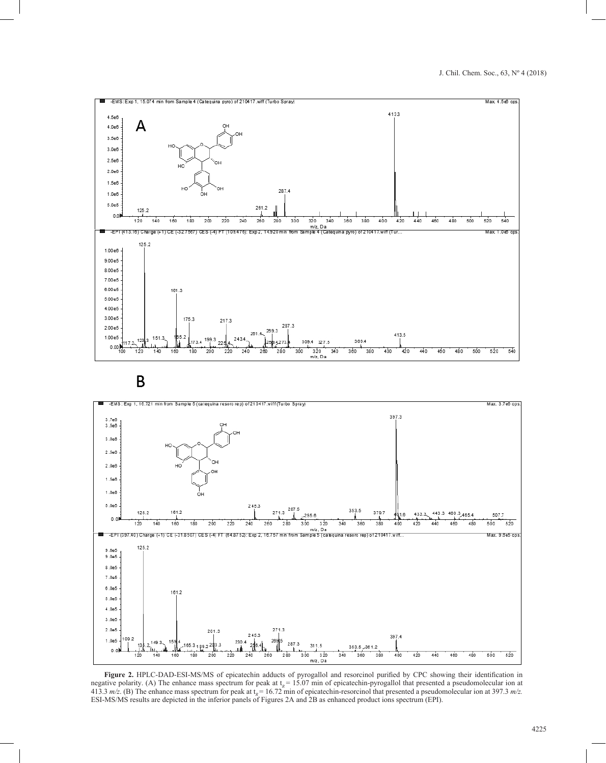**Figure 2.** HPLC-DAD-ESI-MS/MS of epicatechin adducts of pyrogallol and resorcinol purified by CPC showing their identification in negative polarity. (A) The enhance mass spectrum for peak at $t_R$ = 15.07 min of epicatechin-pyrogallol that presented a pseudomolecular ion at 413.3 *m/z*. (B) The enhance mass spectrum for peak at $t_R$ = 16.72 min of epicatechin-resorcinol that presented a pseudomolecular ion at 397.3 *m/z*. ESI-MS/MS results are depicted in the inferior panels of Figures 2A and 2B as enhanced product ions spectrum (EPI).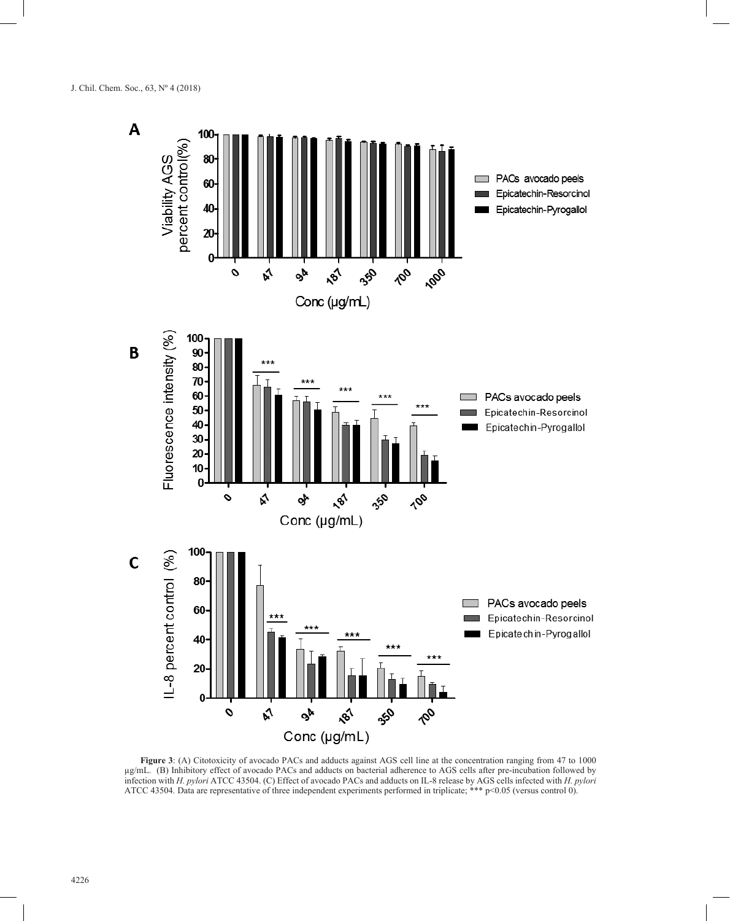**Figure 3**: (A) Citotoxicity of avocado PACs and adducts against AGS cell line at the concentration ranging from 47 to 1000 µg/mL. (B) Inhibitory effect of avocado PACs and adducts on bacterial adherence to AGS cells after pre-incubation followed by infection with *H. pylori* ATCC 43504. (C) Effect of avocado PACs and adducts on IL-8 release by AGS cells infected with *H. pylori* ATCC 43504. Data are representative of three independent experiments performed in triplicate; *** $p<0.05$ (versus control 0).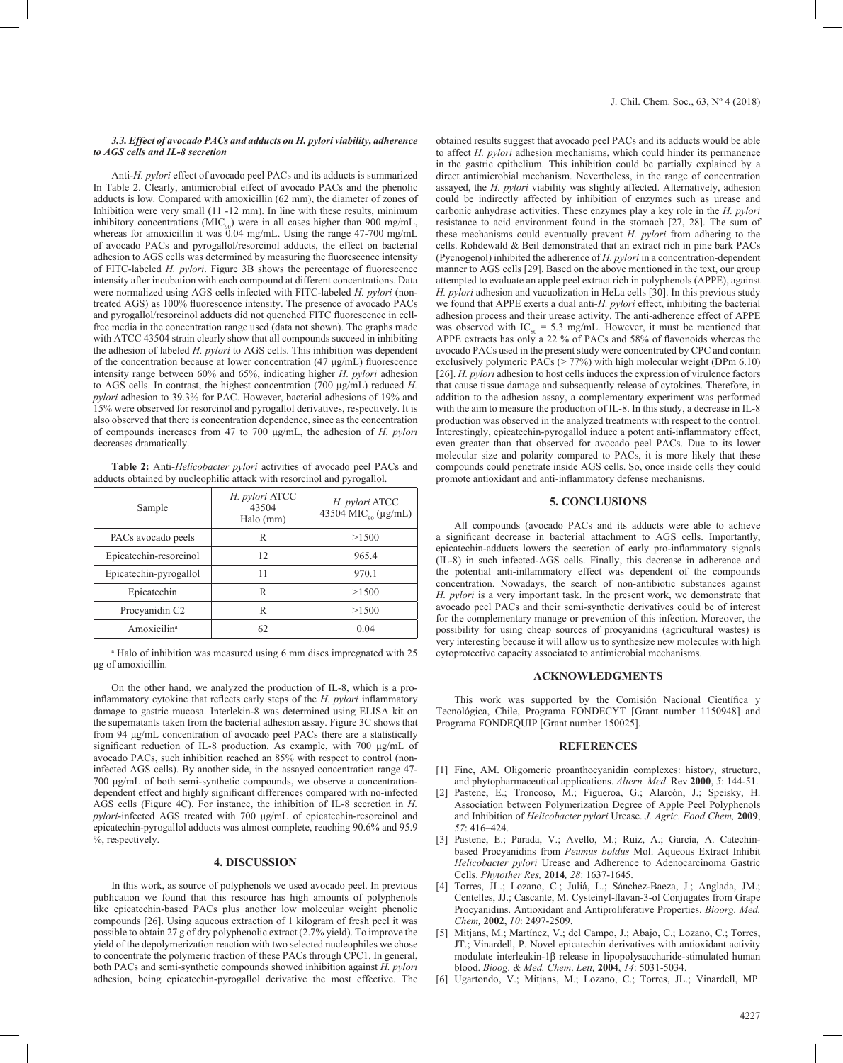### *3.3. Effect of avocado PACs and adducts on H. pylori viability, adherence to AGS cells and IL-8 secretion*

Anti-*H. pylori* effect of avocado peel PACs and its adducts is summarized In Table 2. Clearly, antimicrobial effect of avocado PACs and the phenolic adducts is low. Compared with amoxicillin (62 mm), the diameter of zones of Inhibition were very small (11 -12 mm). In line with these results, minimum inhibitory concentrations ($MIC_{90}$) were in all cases higher than 900 mg/mL, whereas for amoxicillin it was 0.04 mg/mL. Using the range 47-700 mg/mL of avocado PACs and pyrogallol/resorcinol adducts, the effect on bacterial adhesion to AGS cells was determined by measuring the fluorescence intensity of FITC-labeled *H. pylori*. Figure 3B shows the percentage of fluorescence intensity after incubation with each compound at different concentrations. Data were normalized using AGS cells infected with FITC-labeled *H. pylori* (non-treated AGS) as 100% fluorescence intensity. The presence of avocado PACs and pyrogallol/resorcinol adducts did not quenched FITC fluorescence in cell-free media in the concentration range used (data not shown). The graphs made with ATCC 43504 strain clearly show that all compounds succeed in inhibiting the adhesion of labeled *H. pylori* to AGS cells. This inhibition was dependent of the concentration because at lower concentration (47 µg/mL) fluorescence intensity range between 60% and 65%, indicating higher *H. pylori* adhesion to AGS cells. In contrast, the highest concentration (700 µg/mL) reduced *H. pylori* adhesion to 39.3% for PAC. However, bacterial adhesions of 19% and 15% were observed for resorcinol and pyrogallol derivatives, respectively. It is also observed that there is concentration dependence, since as the concentration of compounds increases from 47 to 700 µg/mL, the adhesion of *H. pylori* decreases dramatically.

**Table 2:** Anti-*Helicobacter pylori* activities of avocado peel PACs and adducts obtained by nucleophilic attack with resorcinol and pyrogallol.

| Sample | *H. pylori* ATCC 43504 Halo (mm) | *H. pylori* ATCC 43504 $MIC_{90}$ (µg/mL) |
|---|---|---|
| PACs avocado peels | R | >1500 |
| Epicatechin-resorcinol | 12 | 965.4 |
| Epicatechin-pyrogallol | 11 | 970.1 |
| Epicatechin | R | >1500 |
| Procyanidin C2 | R | >1500 |
| Amoxicillin[a] | 62 | 0.04 |

[a] Halo of inhibition was measured using 6 mm discs impregnated with 25 µg of amoxicillin.

On the other hand, we analyzed the production of IL-8, which is a pro-inflammatory cytokine that reflects early steps of the *H. pylori* inflammatory damage to gastric mucosa. Interlekin-8 was determined using ELISA kit on the supernatants taken from the bacterial adhesion assay. Figure 3C shows that from 94 µg/mL concentration of avocado peel PACs there are a statistically significant reduction of IL-8 production. As example, with 700 µg/mL of avocado PACs, such inhibition reached an 85% with respect to control (non-infected AGS cells). By another side, in the assayed concentration range 47-700 µg/mL of both semi-synthetic compounds, we observe a concentration-dependent effect and highly significant differences compared with no-infected AGS cells (Figure 4C). For instance, the inhibition of IL-8 secretion in *H. pylori*-infected AGS treated with 700 µg/mL of epicatechin-resorcinol and epicatechin-pyrogallol adducts was almost complete, reaching 90.6% and 95.9 %, respectively.

## 4. DISCUSSION

In this work, as source of polyphenols we used avocado peel. In previous publication we found that this resource has high amounts of polyphenols like epicatechin-based PACs plus another low molecular weight phenolic compounds [26]. Using aqueous extraction of 1 kilogram of fresh peel it was possible to obtain 27 g of dry polyphenolic extract (2.7% yield). To improve the yield of the depolymerization reaction with two selected nucleophiles we chose to concentrate the polymeric fraction of these PACs through CPC1. In general, both PACs and semi-synthetic compounds showed inhibition against *H. pylori* adhesion, being epicatechin-pyrogallol derivative the most effective. The obtained results suggest that avocado peel PACs and its adducts would be able to affect *H. pylori* adhesion mechanisms, which could hinder its permanence in the gastric epithelium. This inhibition could be partially explained by a direct antimicrobial mechanism. Nevertheless, in the range of concentration assayed, the *H. pylori* viability was slightly affected. Alternatively, adhesion could be indirectly affected by inhibition of enzymes such as urease and carbonic anhydrase activities. These enzymes play a key role in the *H. pylori* resistance to acid environment found in the stomach [27, 28]. The sum of these mechanisms could eventually prevent *H. pylori* from adhering to the cells. Rohdewald & Beil demonstrated that an extract rich in pine bark PACs (Pycnogenol) inhibited the adherence of *H. pylori* in a concentration-dependent manner to AGS cells [29]. Based on the above mentioned in the text, our group attempted to evaluate an apple peel extract rich in polyphenols (APPE), against *H. pylori* adhesion and vacuolization in HeLa cells [30]. In this previous study we found that APPE exerts a dual anti-*H. pylori* effect, inhibiting the bacterial adhesion process and their urease activity. The anti-adherence effect of APPE was observed with $IC_{50}$ = 5.3 mg/mL. However, it must be mentioned that APPE extracts has only a 22 % of PACs and 58% of flavonoids whereas the avocado PACs used in the present study were concentrated by CPC and contain exclusively polymeric PACs (> 77%) with high molecular weight (DPm 6.10) [26]. *H. pylori* adhesion to host cells induces the expression of virulence factors that cause tissue damage and subsequently release of cytokines. Therefore, in addition to the adhesion assay, a complementary experiment was performed with the aim to measure the production of IL-8. In this study, a decrease in IL-8 production was observed in the analyzed treatments with respect to the control. Interestingly, epicatechin-pyrogallol induce a potent anti-inflammatory effect, even greater than that observed for avocado peel PACs. Due to its lower molecular size and polarity compared to PACs, it is more likely that these compounds could penetrate inside AGS cells. So, once inside cells they could promote antioxidant and anti-inflammatory defense mechanisms.

## 5. CONCLUSIONS

All compounds (avocado PACs and its adducts were able to achieve a significant decrease in bacterial attachment to AGS cells. Importantly, epicatechin-adducts lowers the secretion of early pro-inflammatory signals (IL-8) in such infected-AGS cells. Finally, this decrease in adherence and the potential anti-inflammatory effect was dependent of the compounds concentration. Nowadays, the search of non-antibiotic substances against *H. pylori* is a very important task. In the present work, we demonstrate that avocado peel PACs and their semi-synthetic derivatives could be of interest for the complementary manage or prevention of this infection. Moreover, the possibility for using cheap sources of procyanidins (agricultural wastes) is very interesting because it will allow us to synthesize new molecules with high cytoprotective capacity associated to antimicrobial mechanisms.

## ACKNOWLEDGMENTS

This work was supported by the Comisión Nacional Científica y Tecnológica, Chile, Programa FONDECYT [Grant number 1150948] and Programa FONDEQUIP [Grant number 150025].

## REFERENCES

[1] Fine, AM. Oligomeric proanthocyanidin complexes: history, structure, and phytopharmaceutical applications. *Altern. Med*. Rev **2000**, *5*: 144-51.

[2] Pastene, E.; Troncoso, M.; Figueroa, G.; Alarcón, J.; Speisky, H. Association between Polymerization Degree of Apple Peel Polyphenols and Inhibition of *Helicobacter pylori* Urease. *J. Agric. Food Chem,* **2009**, *57*: 416–424.

[3] Pastene, E.; Parada, V.; Avello, M.; Ruiz, A.; García, A. Catechin-based Procyanidins from *Peumus boldus* Mol. Aqueous Extract Inhibit *Helicobacter pylori* Urease and Adherence to Adenocarcinoma Gastric Cells. *Phytother Res,* **2014***, 28*: 1637-1645.

[4] Torres, JL.; Lozano, C.; Juliá, L.; Sánchez-Baeza, J.; Anglada, JM.; Centelles, JJ.; Cascante, M. Cysteinyl-flavan-3-ol Conjugates from Grape Procyanidins. Antioxidant and Antiproliferative Properties. *Bioorg. Med. Chem,* **2002**, *10*: 2497-2509.

[5] Mitjans, M.; Martínez, V.; del Campo, J.; Abajo, C.; Lozano, C.; Torres, JT.; Vinardell, P. Novel epicatechin derivatives with antioxidant activity modulate interleukin-1β release in lipopolysaccharide-stimulated human blood. *Bioog. & Med. Chem*. *Lett,* **2004**, *14*: 5031-5034.

[6] Ugartondo, V.; Mitjans, M.; Lozano, C.; Torres, JL.; Vinardell, MP.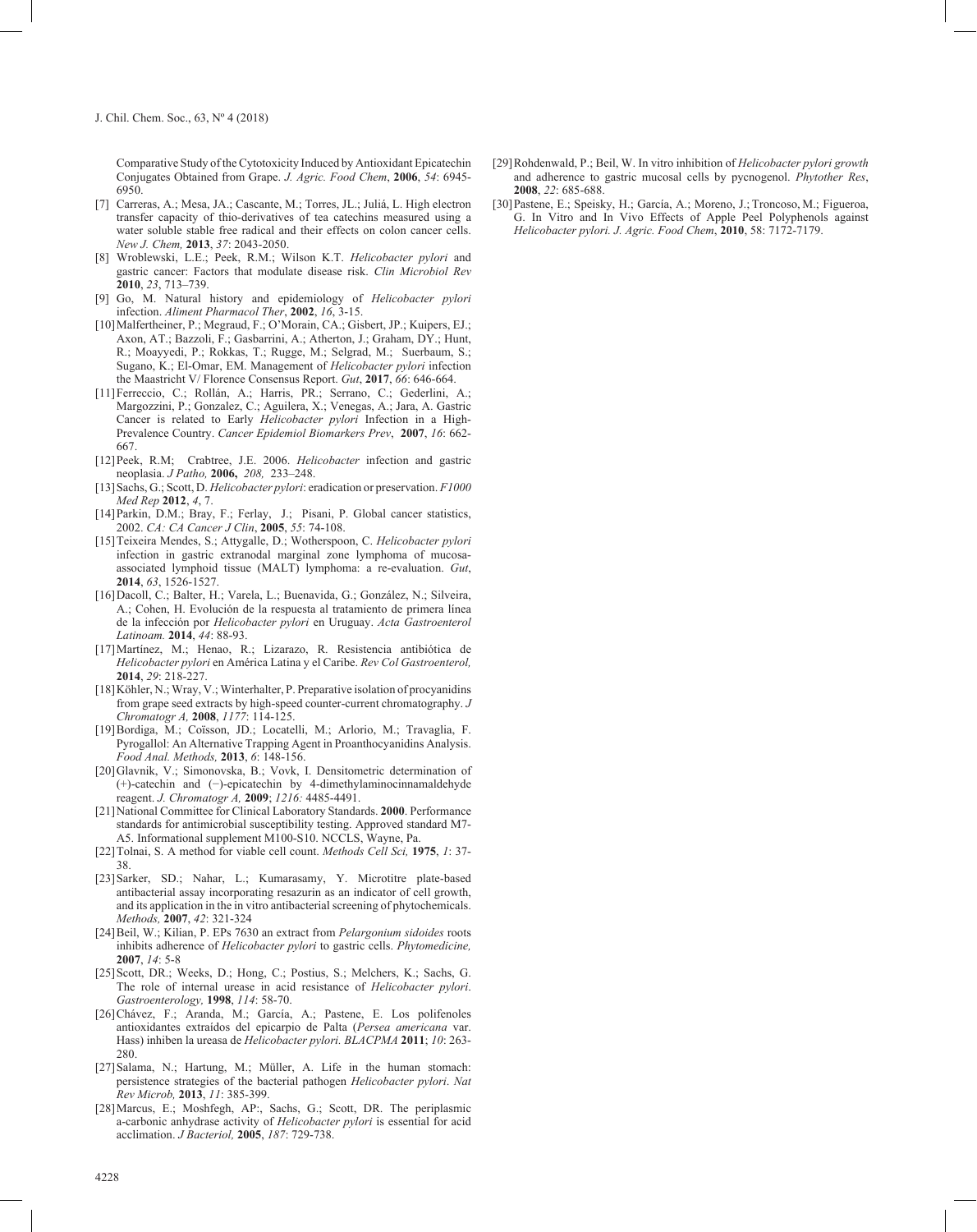Comparative Study of the Cytotoxicity Induced by Antioxidant Epicatechin Conjugates Obtained from Grape. *J. Agric. Food Chem*, **2006**, *54*: 6945-6950.

[7] Carreras, A.; Mesa, JA.; Cascante, M.; Torres, JL.; Juliá, L. High electron transfer capacity of thio-derivatives of tea catechins measured using a water soluble stable free radical and their effects on colon cancer cells. *New J. Chem,* **2013**, *37*: 2043-2050.

[8] Wroblewski, L.E.; Peek, R.M.; Wilson K.T. *Helicobacter pylori* and gastric cancer: Factors that modulate disease risk. *Clin Microbiol Rev* **2010**, *23*, 713–739.

[9] Go, M. Natural history and epidemiology of *Helicobacter pylori* infection. *Aliment Pharmacol Ther*, **2002**, *16*, 3-15.

[10] Malfertheiner, P.; Megraud, F.; O'Morain, CA.; Gisbert, JP.; Kuipers, EJ.; Axon, AT.; Bazzoli, F.; Gasbarrini, A.; Atherton, J.; Graham, DY.; Hunt, R.; Moayyedi, P.; Rokkas, T.; Rugge, M.; Selgrad, M.; Suerbaum, S.; Sugano, K.; El-Omar, EM. Management of *Helicobacter pylori* infection the Maastricht V/ Florence Consensus Report. *Gut*, **2017**, *66*: 646-664.

[11] Ferreccio, C.; Rollán, A.; Harris, PR.; Serrano, C.; Gederlini, A.; Margozzini, P.; Gonzalez, C.; Aguilera, X.; Venegas, A.; Jara, A. Gastric Cancer is related to Early *Helicobacter pylori* Infection in a High-Prevalence Country. *Cancer Epidemiol Biomarkers Prev*, **2007**, *16*: 662-667.

[12] Peek, R.M; Crabtree, J.E. 2006. *Helicobacter* infection and gastric neoplasia. *J Patho,* **2006,** *208,* 233–248.

[13] Sachs, G.; Scott, D. *Helicobacter pylori*: eradication or preservation. *F1000 Med Rep* **2012**, *4*, 7.

[14] Parkin, D.M.; Bray, F.; Ferlay, J.; Pisani, P. Global cancer statistics, 2002. *CA: CA Cancer J Clin*, **2005**, *55*: 74-108.

[15] Teixeira Mendes, S.; Attygalle, D.; Wotherspoon, C. *Helicobacter pylori* infection in gastric extranodal marginal zone lymphoma of mucosa-associated lymphoid tissue (MALT) lymphoma: a re-evaluation. *Gut*, **2014**, *63*, 1526-1527.

[16] Dacoll, C.; Balter, H.; Varela, L.; Buenavida, G.; González, N.; Silveira, A.; Cohen, H. Evolución de la respuesta al tratamiento de primera línea de la infección por *Helicobacter pylori* en Uruguay. *Acta Gastroenterol Latinoam.* **2014**, *44*: 88-93.

[17] Martínez, M.; Henao, R.; Lizarazo, R. Resistencia antibiótica de *Helicobacter pylori* en América Latina y el Caribe. *Rev Col Gastroenterol,* **2014**, *29*: 218-227.

[18] Köhler, N.; Wray, V.; Winterhalter, P. Preparative isolation of procyanidins from grape seed extracts by high-speed counter-current chromatography. *J Chromatogr A,* **2008**, *1177*: 114-125.

[19] Bordiga, M.; Coïsson, JD.; Locatelli, M.; Arlorio, M.; Travaglia, F. Pyrogallol: An Alternative Trapping Agent in Proanthocyanidins Analysis. *Food Anal. Methods,* **2013**, *6*: 148-156.

[20] Glavnik, V.; Simonovska, B.; Vovk, I. Densitometric determination of (+)-catechin and (−)-epicatechin by 4-dimethylaminocinnamaldehyde reagent. *J. Chromatogr A,* **2009**; *1216:* 4485-4491.

[21] National Committee for Clinical Laboratory Standards. **2000**. Performance standards for antimicrobial susceptibility testing. Approved standard M7-A5. Informational supplement M100-S10. NCCLS, Wayne, Pa.

[22] Tolnai, S. A method for viable cell count. *Methods Cell Sci,* **1975**, *1*: 37-38.

[23] Sarker, SD.; Nahar, L.; Kumarasamy, Y. Microtitre plate-based antibacterial assay incorporating resazurin as an indicator of cell growth, and its application in the in vitro antibacterial screening of phytochemicals. *Methods,* **2007**, *42*: 321-324

[24] Beil, W.; Kilian, P. EPs 7630 an extract from *Pelargonium sidoides* roots inhibits adherence of *Helicobacter pylori* to gastric cells. *Phytomedicine,* **2007**, *14*: 5-8

[25] Scott, DR.; Weeks, D.; Hong, C.; Postius, S.; Melchers, K.; Sachs, G. The role of internal urease in acid resistance of *Helicobacter pylori*. *Gastroenterology,* **1998**, *114*: 58-70.

[26] Chávez, F.; Aranda, M.; García, A.; Pastene, E. Los polifenoles antioxidantes extraídos del epicarpio de Palta (*Persea americana* var. Hass) inhiben la ureasa de *Helicobacter pylori. BLACPMA* **2011**; *10*: 263-280.

[27] Salama, N.; Hartung, M.; Müller, A. Life in the human stomach: persistence strategies of the bacterial pathogen *Helicobacter pylori*. *Nat Rev Microb,* **2013**, *11*: 385-399.

[28] Marcus, E.; Moshfegh, AP:, Sachs, G.; Scott, DR. The periplasmic a-carbonic anhydrase activity of *Helicobacter pylori* is essential for acid acclimation. *J Bacteriol,* **2005**, *187*: 729-738.

[29] Rohdenwald, P.; Beil, W. In vitro inhibition of *Helicobacter pylori growth* and adherence to gastric mucosal cells by pycnogenol. *Phytother Res*, **2008**, *22*: 685-688.

[30] Pastene, E.; Speisky, H.; García, A.; Moreno, J.; Troncoso, M.; Figueroa, G. In Vitro and In Vivo Effects of Apple Peel Polyphenols against *Helicobacter pylori. J. Agric. Food Chem*, **2010**, 58: 7172-7179.